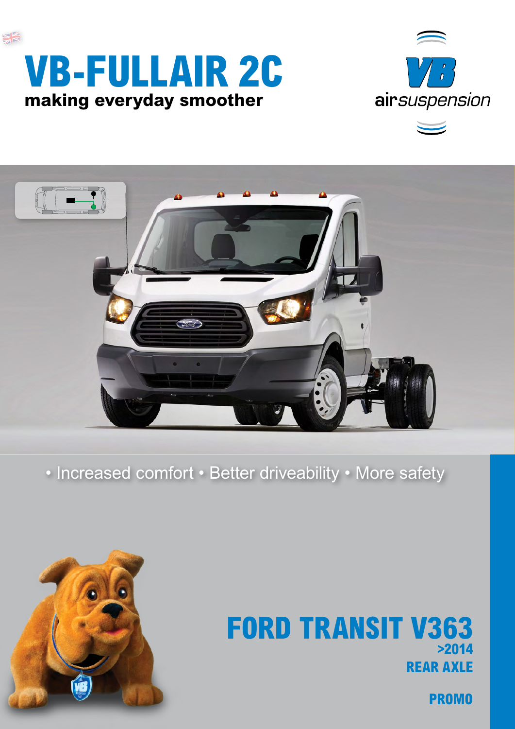# VB-FULLAIR 2C

**making everyday smoother**

VB airsuspension

• Increased comfort • Better driveability • More safety

## FORD TRANSIT V363

**>2014**

**REAR AXLE**

**PROMO**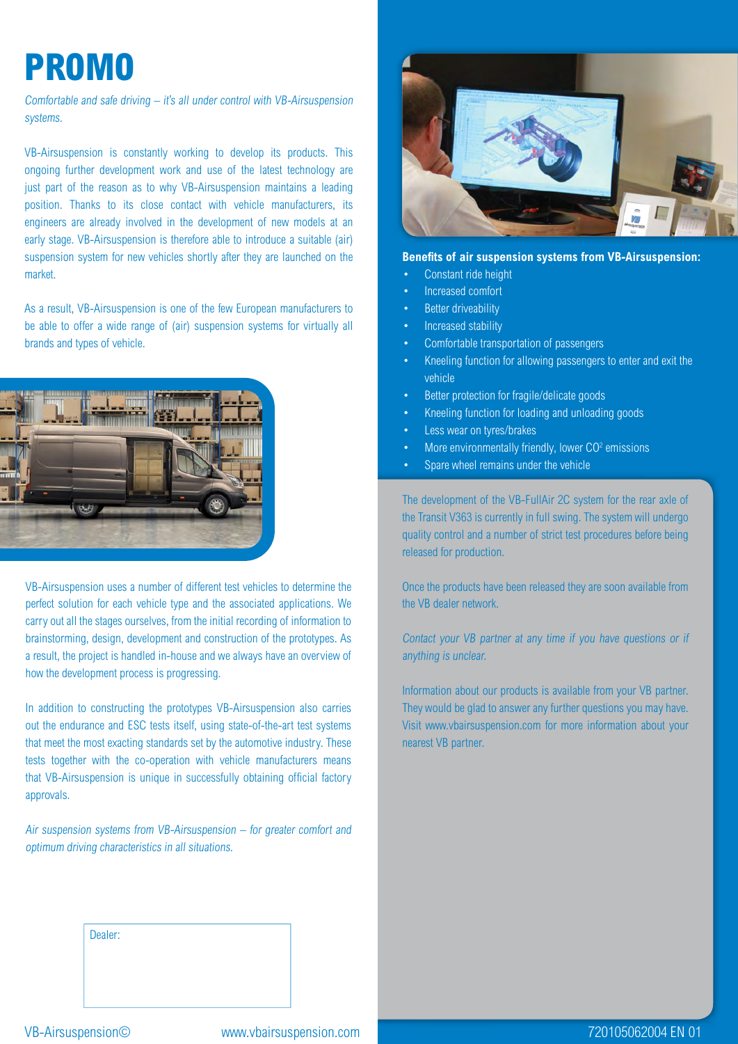# PROMO

*Comfortable and safe driving – it's all under control with VB-Airsuspension systems.*

VB-Airsuspension is constantly working to develop its products. This ongoing further development work and use of the latest technology are just part of the reason as to why VB-Airsuspension maintains a leading position. Thanks to its close contact with vehicle manufacturers, its engineers are already involved in the development of new models at an early stage. VB-Airsuspension is therefore able to introduce a suitable (air) suspension system for new vehicles shortly after they are launched on the market.

As a result, VB-Airsuspension is one of the few European manufacturers to be able to offer a wide range of (air) suspension systems for virtually all brands and types of vehicle.

VB-Airsuspension uses a number of different test vehicles to determine the perfect solution for each vehicle type and the associated applications. We carry out all the stages ourselves, from the initial recording of information to brainstorming, design, development and construction of the prototypes. As a result, the project is handled in-house and we always have an overview of how the development process is progressing.

In addition to constructing the prototypes VB-Airsuspension also carries out the endurance and ESC tests itself, using state-of-the-art test systems that meet the most exacting standards set by the automotive industry. These tests together with the co-operation with vehicle manufacturers means that VB-Airsuspension is unique in successfully obtaining official factory approvals.

*Air suspension systems from VB-Airsuspension – for greater comfort and optimum driving characteristics in all situations.*

Dealer:

**Benefits of air suspension systems from VB-Airsuspension:**

- Constant ride height
- Increased comfort
- Better driveability
- Increased stability
- Comfortable transportation of passengers
- Kneeling function for allowing passengers to enter and exit the vehicle
- Better protection for fragile/delicate goods
- Kneeling function for loading and unloading goods
- Less wear on tyres/brakes
- More environmentally friendly, lower $CO^2$ emissions
- Spare wheel remains under the vehicle

The development of the VB-FullAir 2C system for the rear axle of the Transit V363 is currently in full swing. The system will undergo quality control and a number of strict test procedures before being released for production.

Once the products have been released they are soon available from the VB dealer network.

*Contact your VB partner at any time if you have questions or if anything is unclear.*

Information about our products is available from your VB partner. They would be glad to answer any further questions you may have. Visit www.vbairsuspension.com for more information about your nearest VB partner.

VB-Airsuspension© www.vbairsuspension.com 720105062004 EN 01